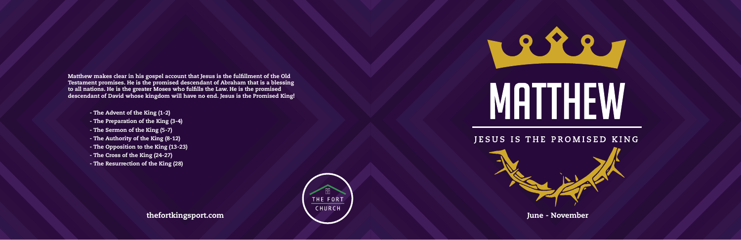# MATTHEW

## JESUS IS THE PROMISED KING

June - November

Matthew makes clear in his gospel account that Jesus is the fulfillment of the Old Testament promises. He is the promised descendant of Abraham that is a blessing to all nations. He is the greater Moses who fulfills the Law. He is the promised descendant of David whose kingdom will have no end. Jesus is the Promised King!

- The Advent of the King (1-2)
- The Preparation of the King (3-4)
- The Sermon of the King (5-7)
- The Authority of the King (8-12)
- The Opposition to the King (13-23)
- The Cross of the King (24-27)
- The Resurrection of the King (28)

thefortkingsport.com

THE FORT CHURCH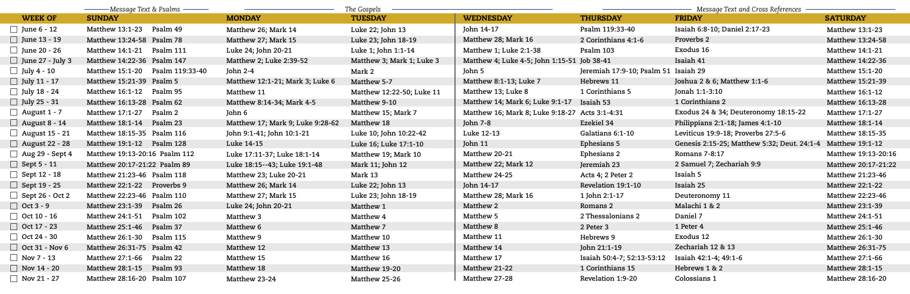| Message Text & Psalms | | The Gospels | | | Message Text and Cross References | | |
|---|---|---|---|---|---|---|---|
| **WEEK OF** | **SUNDAY** | **MONDAY** | **TUESDAY** | **WEDNESDAY** | **THURSDAY** | **FRIDAY** | **SATURDAY** |
| ☐ June 6 - 12 | Matthew 13:1-23 Psalm 49 | Matthew 26; Mark 14 | Luke 22; John 13 | John 14-17 | Psalm 119:33-40 | Isaiah 6:8-10; Daniel 2:17-23 | Matthew 13:1-23 |
| ☐ June 13 - 19 | Matthew 13:24-58 Psalm 78 | Matthew 27; Mark 15 | Luke 23; John 18-19 | Matthew 28; Mark 16 | 2 Corinthians 4:1-6 | Proverbs 2 | Matthew 13:24-58 |
| ☐ June 20 - 26 | Matthew 14:1-21 Psalm 111 | Luke 24; John 20-21 | Luke 1; John 1:1-14 | Matthew 1; Luke 2:1-38 | Psalm 103 | Exodus 16 | Matthew 14:1-21 |
| ☐ June 27 - July 3 | Matthew 14:22-36 Psalm 147 | Matthew 2; Luke 2:39-52 | Matthew 3; Mark 1; Luke 3 | Matthew 4; Luke 4-5; John 1:15-51 | Job 38-41 | Isaiah 41 | Matthew 14:22-36 |
| ☐ July 4 - 10 | Matthew 15:1-20 Psalm 119:33-40 | John 2-4 | Mark 2 | John 5 | Jeremiah 17:9-10; Psalm 51 | Isaiah 29 | Matthew 15:1-20 |
| ☐ July 11 - 17 | Matthew 15:21-39 Psalm 5 | Matthew 12:1-21; Mark 3; Luke 6 | Matthew 5-7 | Matthew 8:1-13; Luke 7 | Hebrews 11 | Joshua 2 & 6; Matthew 1:1-6 | Matthew 15:21-39 |
| ☐ July 18 - 24 | Matthew 16:1-12 Psalm 95 | Matthew 11 | Matthew 12:22-50; Luke 11 | Matthew 13; Luke 8 | 1 Corinthians 5 | Jonah 1:1-3:10 | Matthew 16:1-12 |
| ☐ July 25 - 31 | Matthew 16:13-28 Psalm 62 | Matthew 8:14-34; Mark 4-5 | Matthew 9-10 | Matthew 14; Mark 6; Luke 9:1-17 | Isaiah 53 | 1 Corinthians 2 | Matthew 16:13-28 |
| ☐ August 1 - 7 | Matthew 17:1-27 Psalm 2 | John 6 | Matthew 15; Mark 7 | Matthew 16; Mark 8; Luke 9:18-27 | Acts 3:1-4:31 | Exodus 24 & 34; Deuteronomy 18:15-22 | Matthew 17:1-27 |
| ☐ August 8 - 14 | Matthew 18:1-14 Psalm 23 | Matthew 17; Mark 9; Luke 9:28-62 | Matthew 18 | John 7-8 | Ezekiel 34 | Philippians 2:1-18; James 4:1-10 | Matthew 18:1-14 |
| ☐ August 15 - 21 | Matthew 18:15-35 Psalm 116 | John 9:1-41; John 10:1-21 | Luke 10; John 10:22-42 | Luke 12-13 | Galatians 6:1-10 | Leviticus 19:9-18; Proverbs 27:5-6 | Matthew 18:15-35 |
| ☐ August 22 - 28 | Matthew 19:1-12 Psalm 128 | Luke 14-15 | Luke 16; Luke 17:1-10 | John 11 | Ephesians 5 | Genesis 2:15-25; Matthew 5:32; Deut. 24:1-4 | Matthew 19:1-12 |
| ☐ Aug 29 - Sept 4 | Matthew 19:13-20:16 Psalm 112 | Luke 17:11-37; Luke 18:1-14 | Matthew 19; Mark 10 | Matthew 20-21 | Ephesians 2 | Romans 7-8:17 | Matthew 19:13-20:16 |
| ☐ Sept 5 - 11 | Matthew 20:17-21:22 Psalm 89 | Luke 18:15--43; Luke 19:1-48 | Mark 11; John 12 | Matthew 22; Mark 12 | Jeremiah 23 | 2 Samuel 7; Zechariah 9:9 | Matthew 20:17-21:22 |
| ☐ Sept 12 - 18 | Matthew 21:23-46 Psalm 118 | Matthew 23; Luke 20-21 | Mark 13 | Matthew 24-25 | Acts 4; 2 Peter 2 | Isaiah 5 | Matthew 21:23-46 |
| ☐ Sept 19 - 25 | Matthew 22:1-22 Proverbs 9 | Matthew 26; Mark 14 | Luke 22; John 13 | John 14-17 | Revelation 19:1-10 | Isaiah 25 | Matthew 22:1-22 |
| ☐ Sept 26 - Oct 2 | Matthew 22:23-46 Psalm 110 | Matthew 27; Mark 15 | Luke 23; John 18-19 | Matthew 28; Mark 16 | 1 John 2:1-17 | Deuteronomy 11 | Matthew 22:23-46 |
| ☐ Oct 3 - 9 | Matthew 23:1-39 Psalm 26 | Luke 24; John 20-21 | Matthew 1 | Matthew 2 | Romans 2 | Malachi 1 & 2 | Matthew 23:1-39 |
| ☐ Oct 10 - 16 | Matthew 24:1-51 Psalm 102 | Matthew 3 | Matthew 4 | Matthew 5 | 2 Thessalonians 2 | Daniel 7 | Matthew 24:1-51 |
| ☐ Oct 17 - 23 | Matthew 25:1-46 Psalm 37 | Matthew 6 | Matthew 7 | Matthew 8 | 2 Peter 3 | 1 Peter 4 | Matthew 25:1-46 |
| ☐ Oct 24 - 30 | Matthew 26:1-30 Psalm 115 | Matthew 9 | Matthew 10 | Matthew 11 | Hebrews 9 | Exodus 12 | Matthew 26:1-30 |
| ☐ Oct 31 - Nov 6 | Matthew 26:31-75 Psalm 42 | Matthew 12 | Matthew 13 | Matthew 14 | John 21:1-19 | Zechariah 12 & 13 | Matthew 26:31-75 |
| ☐ Nov 7 - 13 | Matthew 27:1-66 Psalm 22 | Matthew 15 | Matthew 16 | Matthew 17 | Isaiah 50:4-7; 52:13-53:12 | Isaiah 42:1-4; 49:1-6 | Matthew 27:1-66 |
| ☐ Nov 14 - 20 | Matthew 28:1-15 Psalm 93 | Matthew 18 | Matthew 19-20 | Matthew 21-22 | 1 Corinthians 15 | Hebrews 1 & 2 | Matthew 28:1-15 |
| ☐ Nov 21 - 27 | Matthew 28:16-20 Psalm 107 | Matthew 23-24 | Matthew 25-26 | Matthew 27-28 | Revelation 1:9-20 | Colossians 1 | Matthew 28:16-20 |